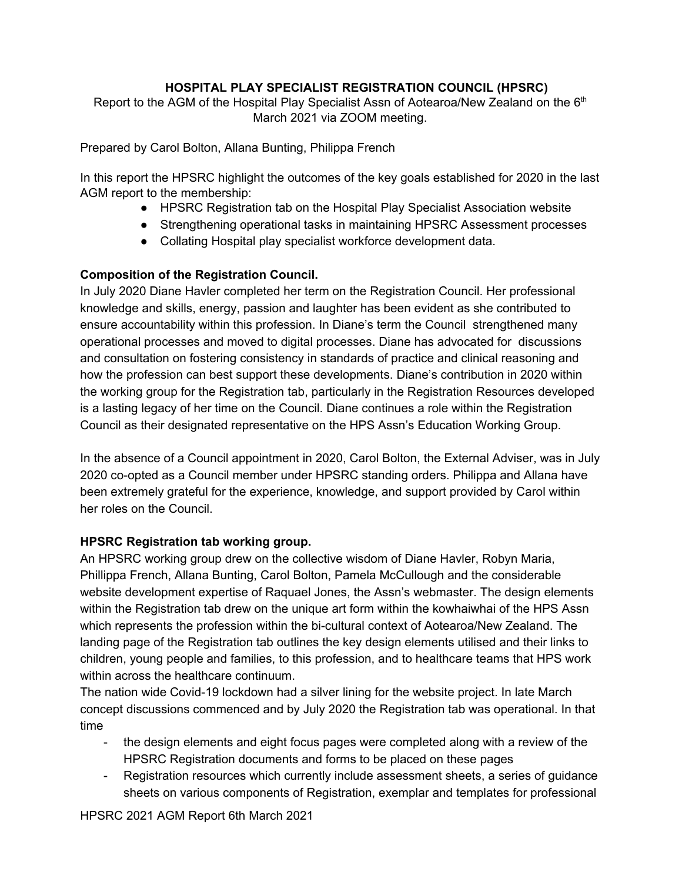# HOSPITAL PLAY SPECIALIST REGISTRATION COUNCIL (HPSRC)

Report to the AGM of the Hospital Play Specialist Assn of Aotearoa/New Zealand on the 6th March 2021 via ZOOM meeting.

Prepared by Carol Bolton, Allana Bunting, Philippa French

In this report the HPSRC highlight the outcomes of the key goals established for 2020 in the last AGM report to the membership:

- HPSRC Registration tab on the Hospital Play Specialist Association website
- Strengthening operational tasks in maintaining HPSRC Assessment processes
- Collating Hospital play specialist workforce development data.

**Composition of the Registration Council.**

In July 2020 Diane Havler completed her term on the Registration Council. Her professional knowledge and skills, energy, passion and laughter has been evident as she contributed to ensure accountability within this profession. In Diane's term the Council strengthened many operational processes and moved to digital processes. Diane has advocated for discussions and consultation on fostering consistency in standards of practice and clinical reasoning and how the profession can best support these developments. Diane's contribution in 2020 within the working group for the Registration tab, particularly in the Registration Resources developed is a lasting legacy of her time on the Council. Diane continues a role within the Registration Council as their designated representative on the HPS Assn's Education Working Group.

In the absence of a Council appointment in 2020, Carol Bolton, the External Adviser, was in July 2020 co-opted as a Council member under HPSRC standing orders. Philippa and Allana have been extremely grateful for the experience, knowledge, and support provided by Carol within her roles on the Council.

**HPSRC Registration tab working group.**

An HPSRC working group drew on the collective wisdom of Diane Havler, Robyn Maria, Phillippa French, Allana Bunting, Carol Bolton, Pamela McCullough and the considerable website development expertise of Raquael Jones, the Assn's webmaster. The design elements within the Registration tab drew on the unique art form within the kowhaiwhai of the HPS Assn which represents the profession within the bi-cultural context of Aotearoa/New Zealand. The landing page of the Registration tab outlines the key design elements utilised and their links to children, young people and families, to this profession, and to healthcare teams that HPS work within across the healthcare continuum.

The nation wide Covid-19 lockdown had a silver lining for the website project. In late March concept discussions commenced and by July 2020 the Registration tab was operational. In that time

- the design elements and eight focus pages were completed along with a review of the HPSRC Registration documents and forms to be placed on these pages
- Registration resources which currently include assessment sheets, a series of guidance sheets on various components of Registration, exemplar and templates for professional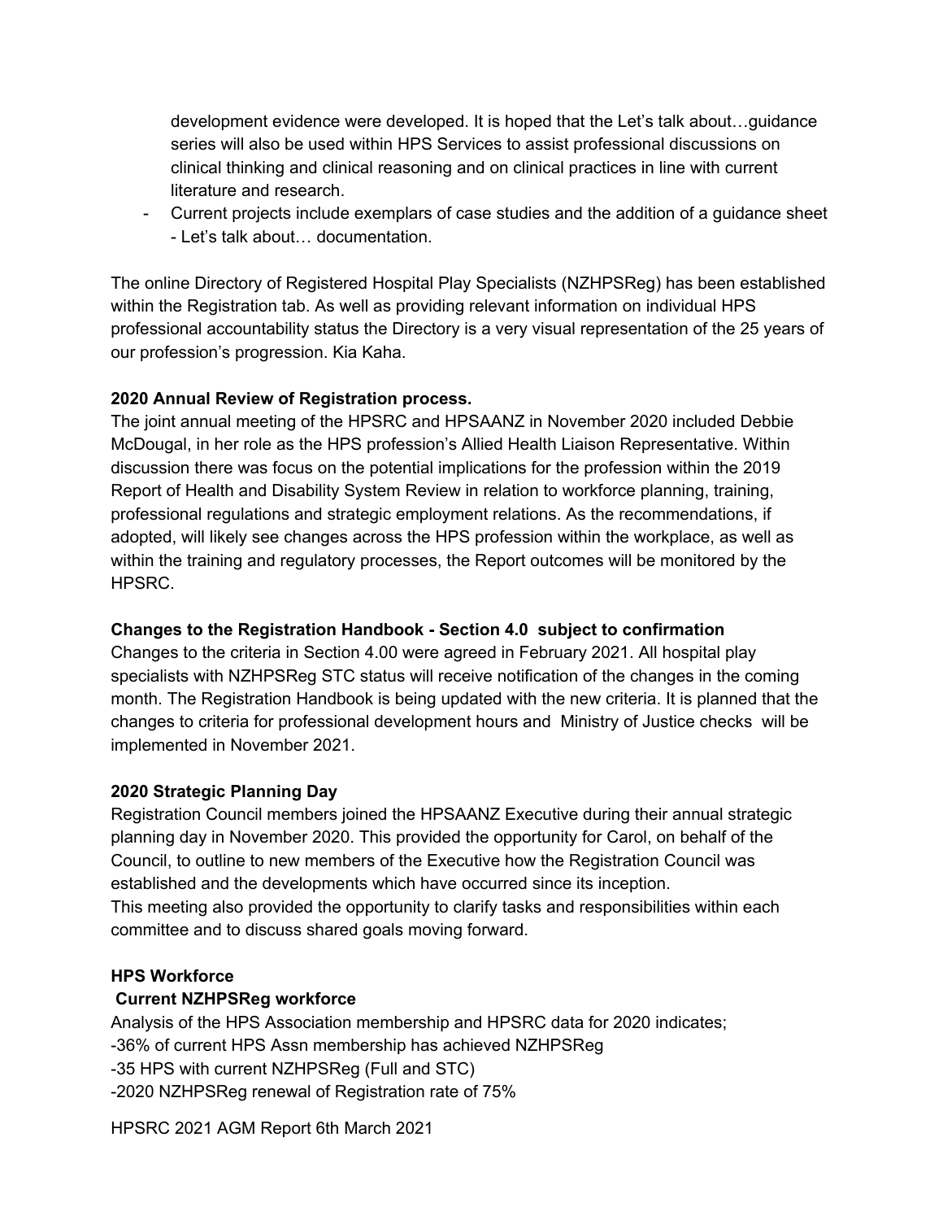development evidence were developed. It is hoped that the Let's talk about…guidance series will also be used within HPS Services to assist professional discussions on clinical thinking and clinical reasoning and on clinical practices in line with current literature and research.

- Current projects include exemplars of case studies and the addition of a guidance sheet - Let's talk about… documentation.

The online Directory of Registered Hospital Play Specialists (NZHPSReg) has been established within the Registration tab. As well as providing relevant information on individual HPS professional accountability status the Directory is a very visual representation of the 25 years of our profession's progression. Kia Kaha.

**2020 Annual Review of Registration process.**

The joint annual meeting of the HPSRC and HPSAANZ in November 2020 included Debbie McDougal, in her role as the HPS profession's Allied Health Liaison Representative. Within discussion there was focus on the potential implications for the profession within the 2019 Report of Health and Disability System Review in relation to workforce planning, training, professional regulations and strategic employment relations. As the recommendations, if adopted, will likely see changes across the HPS profession within the workplace, as well as within the training and regulatory processes, the Report outcomes will be monitored by the HPSRC.

**Changes to the Registration Handbook - Section 4.0 subject to confirmation**

Changes to the criteria in Section 4.00 were agreed in February 2021. All hospital play specialists with NZHPSReg STC status will receive notification of the changes in the coming month. The Registration Handbook is being updated with the new criteria. It is planned that the changes to criteria for professional development hours and Ministry of Justice checks will be implemented in November 2021.

**2020 Strategic Planning Day**

Registration Council members joined the HPSAANZ Executive during their annual strategic planning day in November 2020. This provided the opportunity for Carol, on behalf of the Council, to outline to new members of the Executive how the Registration Council was established and the developments which have occurred since its inception.
This meeting also provided the opportunity to clarify tasks and responsibilities within each committee and to discuss shared goals moving forward.

**HPS Workforce**

**Current NZHPSReg workforce**

Analysis of the HPS Association membership and HPSRC data for 2020 indicates;
-36% of current HPS Assn membership has achieved NZHPSReg
-35 HPS with current NZHPSReg (Full and STC)
-2020 NZHPSReg renewal of Registration rate of 75%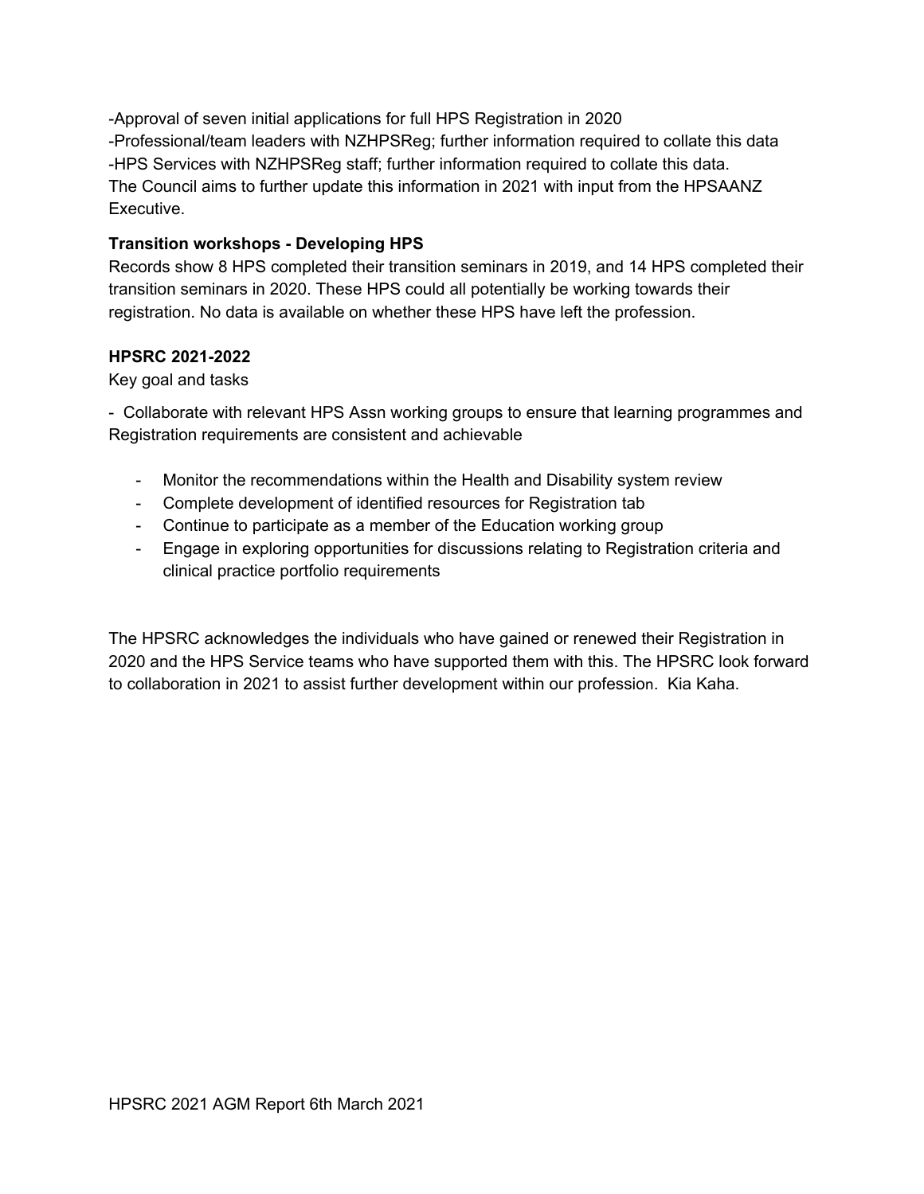-Approval of seven initial applications for full HPS Registration in 2020
-Professional/team leaders with NZHPSReg; further information required to collate this data
-HPS Services with NZHPSReg staff; further information required to collate this data.
The Council aims to further update this information in 2021 with input from the HPSAANZ Executive.

**Transition workshops - Developing HPS**

Records show 8 HPS completed their transition seminars in 2019, and 14 HPS completed their transition seminars in 2020. These HPS could all potentially be working towards their registration. No data is available on whether these HPS have left the profession.

**HPSRC 2021-2022**

Key goal and tasks

- Collaborate with relevant HPS Assn working groups to ensure that learning programmes and Registration requirements are consistent and achievable

  - Monitor the recommendations within the Health and Disability system review
  - Complete development of identified resources for Registration tab
  - Continue to participate as a member of the Education working group
  - Engage in exploring opportunities for discussions relating to Registration criteria and clinical practice portfolio requirements

The HPSRC acknowledges the individuals who have gained or renewed their Registration in 2020 and the HPS Service teams who have supported them with this. The HPSRC look forward to collaboration in 2021 to assist further development within our profession. Kia Kaha.